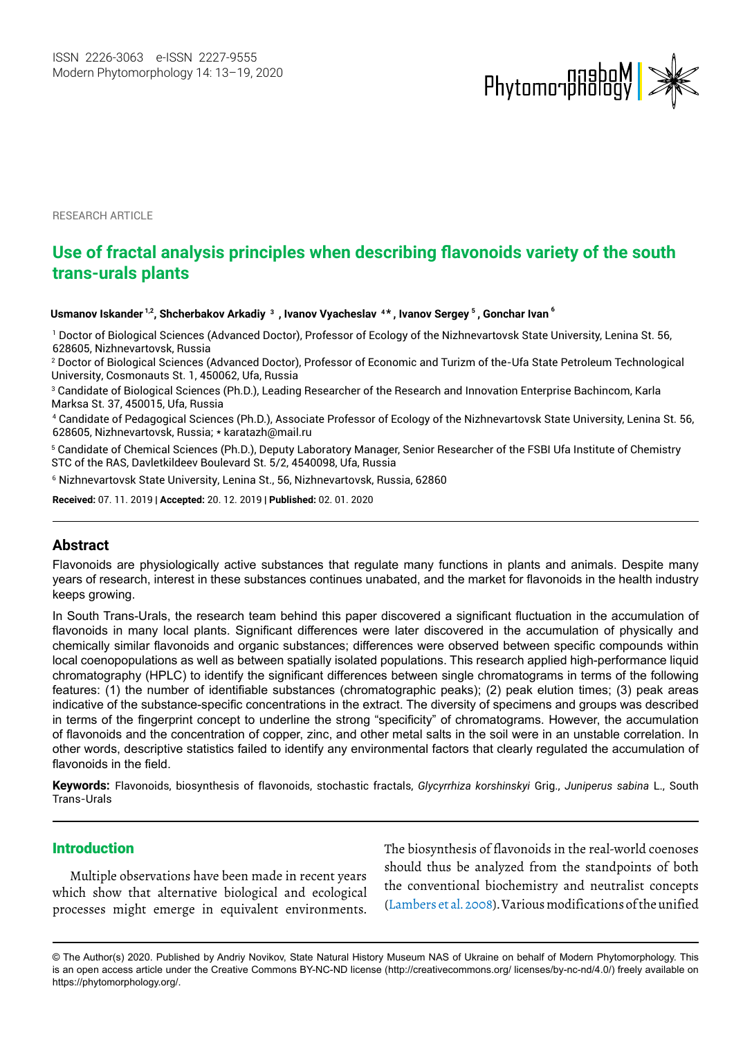RESEARCH ARTICLE

# Use of fractal analysis principles when describing flavonoids variety of the south trans-urals plants

**Usmanov Iskander [1,2], Shcherbakov Arkadiy [3], Ivanov Vyacheslav [4]*, Ivanov Sergey [5], Gonchar Ivan [6]**

[1] Doctor of Biological Sciences (Advanced Doctor), Professor of Ecology of the Nizhnevartovsk State University, Lenina St. 56, 628605, Nizhnevartovsk, Russia

[2] Doctor of Biological Sciences (Advanced Doctor), Professor of Economic and Turizm of the-Ufa State Petroleum Technological University, Cosmonauts St. 1, 450062, Ufa, Russia

[3] Candidate of Biological Sciences (Ph.D.), Leading Researcher of the Research and Innovation Enterprise Bachincom, Karla Marksa St. 37, 450015, Ufa, Russia

[4] Candidate of Pedagogical Sciences (Ph.D.), Associate Professor of Ecology of the Nizhnevartovsk State University, Lenina St. 56, 628605, Nizhnevartovsk, Russia; * karatazh@mail.ru

[5] Candidate of Chemical Sciences (Ph.D.), Deputy Laboratory Manager, Senior Researcher of the FSBI Ufa Institute of Chemistry STC of the RAS, Davletkildeev Boulevard St. 5/2, 4540098, Ufa, Russia

[6] Nizhnevartovsk State University, Lenina St., 56, Nizhnevartovsk, Russia, 62860

**Received:** 07. 11. 2019 | **Accepted:** 20. 12. 2019 | **Published:** 02. 01. 2020

## Abstract

Flavonoids are physiologically active substances that regulate many functions in plants and animals. Despite many years of research, interest in these substances continues unabated, and the market for flavonoids in the health industry keeps growing.

In South Trans-Urals, the research team behind this paper discovered a significant fluctuation in the accumulation of flavonoids in many local plants. Significant differences were later discovered in the accumulation of physically and chemically similar flavonoids and organic substances; differences were observed between specific compounds within local coenopopulations as well as between spatially isolated populations. This research applied high-performance liquid chromatography (HPLC) to identify the significant differences between single chromatograms in terms of the following features: (1) the number of identifiable substances (chromatographic peaks); (2) peak elution times; (3) peak areas indicative of the substance-specific concentrations in the extract. The diversity of specimens and groups was described in terms of the fingerprint concept to underline the strong "specificity" of chromatograms. However, the accumulation of flavonoids and the concentration of copper, zinc, and other metal salts in the soil were in an unstable correlation. In other words, descriptive statistics failed to identify any environmental factors that clearly regulated the accumulation of flavonoids in the field.

**Keywords:** Flavonoids, biosynthesis of flavonoids, stochastic fractals, *Glycyrrhiza korshinskyi* Grig., *Juniperus sabina* L., South Trans-Urals

## Introduction

Multiple observations have been made in recent years which show that alternative biological and ecological processes might emerge in equivalent environments. The biosynthesis of flavonoids in the real-world coenoses should thus be analyzed from the standpoints of both the conventional biochemistry and neutralist concepts (Lambers et al. 2008). Various modifications of the unified

© The Author(s) 2020. Published by Andriy Novikov, State Natural History Museum NAS of Ukraine on behalf of Modern Phytomorphology. This is an open access article under the Creative Commons BY-NC-ND license (http://creativecommons.org/ licenses/by-nc-nd/4.0/) freely available on https://phytomorphology.org/.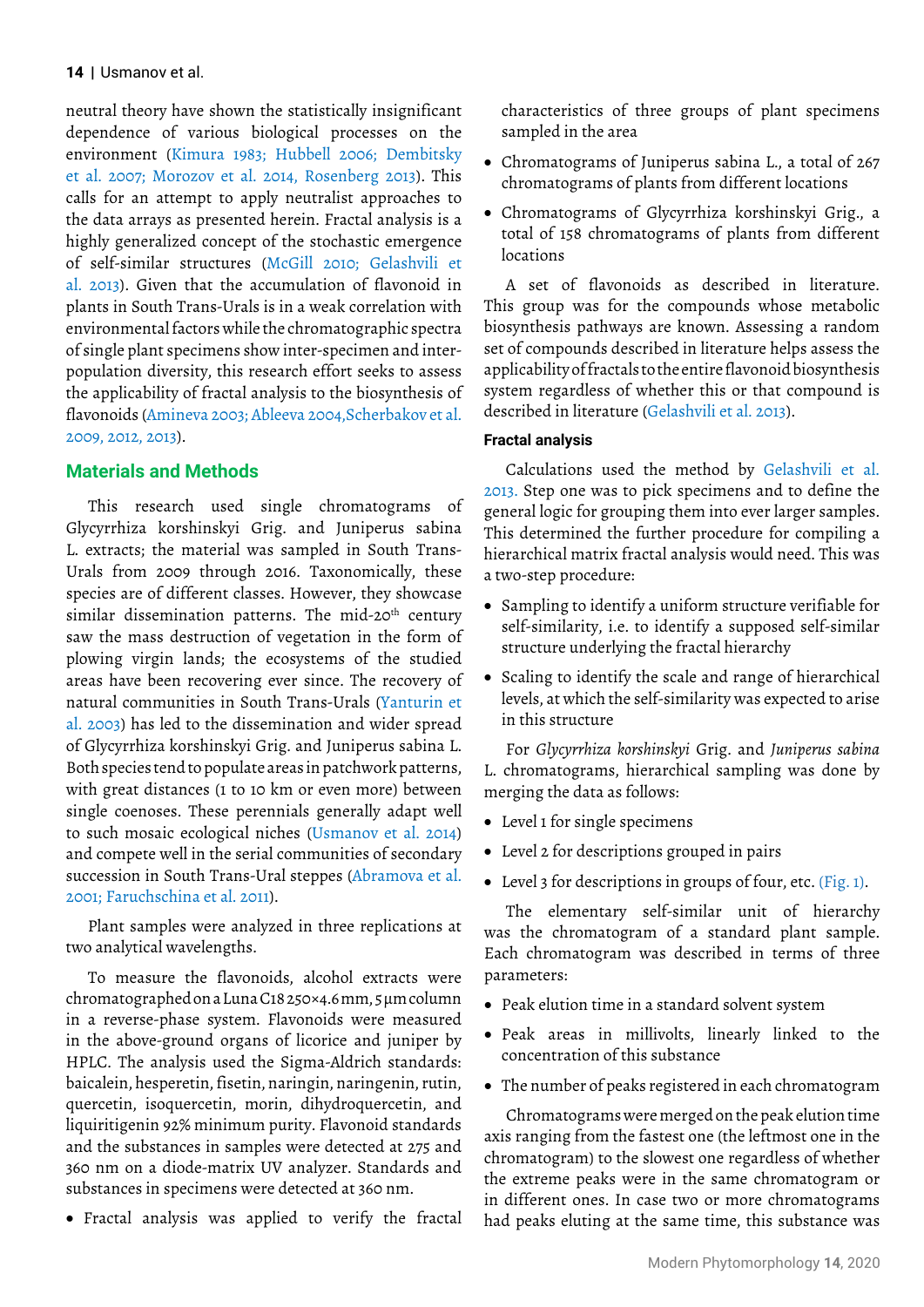neutral theory have shown the statistically insignificant dependence of various biological processes on the environment (Kimura 1983; Hubbell 2006; Dembitsky et al. 2007; Morozov et al. 2014, Rosenberg 2013). This calls for an attempt to apply neutralist approaches to the data arrays as presented herein. Fractal analysis is a highly generalized concept of the stochastic emergence of self-similar structures (McGill 2010; Gelashvili et al. 2013). Given that the accumulation of flavonoid in plants in South Trans-Urals is in a weak correlation with environmental factors while the chromatographic spectra of single plant specimens show inter-specimen and inter-population diversity, this research effort seeks to assess the applicability of fractal analysis to the biosynthesis of flavonoids (Amineva 2003; Ableeva 2004,Scherbakov et al. 2009, 2012, 2013).

## Materials and Methods

This research used single chromatograms of Glycyrrhiza korshinskyi Grig. and Juniperus sabina L. extracts; the material was sampled in South Trans-Urals from 2009 through 2016. Taxonomically, these species are of different classes. However, they showcase similar dissemination patterns. The mid-20th century saw the mass destruction of vegetation in the form of plowing virgin lands; the ecosystems of the studied areas have been recovering ever since. The recovery of natural communities in South Trans-Urals (Yanturin et al. 2003) has led to the dissemination and wider spread of Glycyrrhiza korshinskyi Grig. and Juniperus sabina L. Both species tend to populate areas in patchwork patterns, with great distances (1 to 10 km or even more) between single coenoses. These perennials generally adapt well to such mosaic ecological niches (Usmanov et al. 2014) and compete well in the serial communities of secondary succession in South Trans-Ural steppes (Abramova et al. 2001; Faruchschina et al. 2011).

Plant samples were analyzed in three replications at two analytical wavelengths.

To measure the flavonoids, alcohol extracts were chromatographed on a Luna C18 250×4.6 mm, 5 µm column in a reverse-phase system. Flavonoids were measured in the above-ground organs of licorice and juniper by HPLC. The analysis used the Sigma-Aldrich standards: baicalein, hesperetin, fisetin, naringin, naringenin, rutin, quercetin, isoquercetin, morin, dihydroquercetin, and liquiritigenin 92% minimum purity. Flavonoid standards and the substances in samples were detected at 275 and 360 nm on a diode-matrix UV analyzer. Standards and substances in specimens were detected at 360 nm.

- Fractal analysis was applied to verify the fractal characteristics of three groups of plant specimens sampled in the area
- Chromatograms of Juniperus sabina L., a total of 267 chromatograms of plants from different locations
- Chromatograms of Glycyrrhiza korshinskyi Grig., a total of 158 chromatograms of plants from different locations

A set of flavonoids as described in literature. This group was for the compounds whose metabolic biosynthesis pathways are known. Assessing a random set of compounds described in literature helps assess the applicability of fractals to the entire flavonoid biosynthesis system regardless of whether this or that compound is described in literature (Gelashvili et al. 2013).

### Fractal analysis

Calculations used the method by Gelashvili et al. 2013. Step one was to pick specimens and to define the general logic for grouping them into ever larger samples. This determined the further procedure for compiling a hierarchical matrix fractal analysis would need. This was a two-step procedure:

- Sampling to identify a uniform structure verifiable for self-similarity, i.e. to identify a supposed self-similar structure underlying the fractal hierarchy
- Scaling to identify the scale and range of hierarchical levels, at which the self-similarity was expected to arise in this structure

For *Glycyrrhiza korshinskyi* Grig. and *Juniperus sabina* L. chromatograms, hierarchical sampling was done by merging the data as follows:

- Level 1 for single specimens
- Level 2 for descriptions grouped in pairs
- Level 3 for descriptions in groups of four, etc. (Fig. 1).

The elementary self-similar unit of hierarchy was the chromatogram of a standard plant sample. Each chromatogram was described in terms of three parameters:

- Peak elution time in a standard solvent system
- Peak areas in millivolts, linearly linked to the concentration of this substance
- The number of peaks registered in each chromatogram

Chromatograms were merged on the peak elution time axis ranging from the fastest one (the leftmost one in the chromatogram) to the slowest one regardless of whether the extreme peaks were in the same chromatogram or in different ones. In case two or more chromatograms had peaks eluting at the same time, this substance was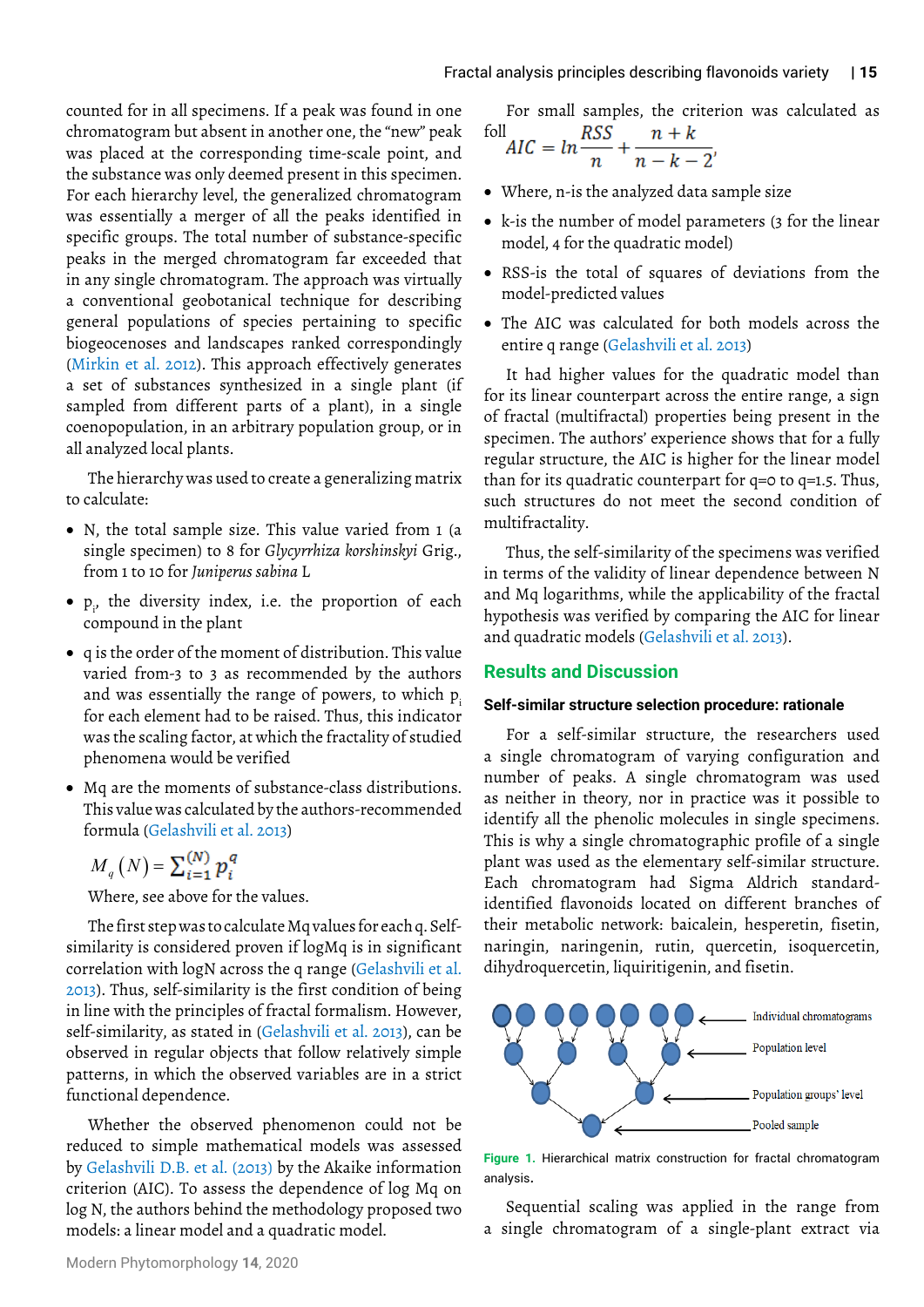counted for in all specimens. If a peak was found in one chromatogram but absent in another one, the "new" peak was placed at the corresponding time-scale point, and the substance was only deemed present in this specimen. For each hierarchy level, the generalized chromatogram was essentially a merger of all the peaks identified in specific groups. The total number of substance-specific peaks in the merged chromatogram far exceeded that in any single chromatogram. The approach was virtually a conventional geobotanical technique for describing general populations of species pertaining to specific biogeocenoses and landscapes ranked correspondingly (Mirkin et al. 2012). This approach effectively generates a set of substances synthesized in a single plant (if sampled from different parts of a plant), in a single coenopopulation, in an arbitrary population group, or in all analyzed local plants.

The hierarchy was used to create a generalizing matrix to calculate:

- N, the total sample size. This value varied from 1 (a single specimen) to 8 for *Glycyrrhiza korshinskyi* Grig., from 1 to 10 for *Juniperus sabina* L
- $p_i$, the diversity index, i.e. the proportion of each compound in the plant
- q is the order of the moment of distribution. This value varied from-3 to 3 as recommended by the authors and was essentially the range of powers, to which $p_i$ for each element had to be raised. Thus, this indicator was the scaling factor, at which the fractality of studied phenomena would be verified
- Mq are the moments of substance-class distributions. This value was calculated by the authors-recommended formula (Gelashvili et al. 2013)

$$M_q(N) = \sum_{i=1}^{(N)} p_i^q$$

Where, see above for the values.

The first step was to calculate Mq values for each q. Self-similarity is considered proven if logMq is in significant correlation with logN across the q range (Gelashvili et al. 2013). Thus, self-similarity is the first condition of being in line with the principles of fractal formalism. However, self-similarity, as stated in (Gelashvili et al. 2013), can be observed in regular objects that follow relatively simple patterns, in which the observed variables are in a strict functional dependence.

Whether the observed phenomenon could not be reduced to simple mathematical models was assessed by Gelashvili D.B. et al. (2013) by the Akaike information criterion (AIC). To assess the dependence of log Mq on log N, the authors behind the methodology proposed two models: a linear model and a quadratic model.

For small samples, the criterion was calculated as foll

$$AIC = ln\frac{RSS}{n} + \frac{n+k}{n-k-2},$$

- Where, n-is the analyzed data sample size
- k-is the number of model parameters (3 for the linear model, 4 for the quadratic model)
- RSS-is the total of squares of deviations from the model-predicted values
- The AIC was calculated for both models across the entire q range (Gelashvili et al. 2013)

It had higher values for the quadratic model than for its linear counterpart across the entire range, a sign of fractal (multifractal) properties being present in the specimen. The authors' experience shows that for a fully regular structure, the AIC is higher for the linear model than for its quadratic counterpart for q=0 to q=1.5. Thus, such structures do not meet the second condition of multifractality.

Thus, the self-similarity of the specimens was verified in terms of the validity of linear dependence between N and Mq logarithms, while the applicability of the fractal hypothesis was verified by comparing the AIC for linear and quadratic models (Gelashvili et al. 2013).

## Results and Discussion

### Self-similar structure selection procedure: rationale

For a self-similar structure, the researchers used a single chromatogram of varying configuration and number of peaks. A single chromatogram was used as neither in theory, nor in practice was it possible to identify all the phenolic molecules in single specimens. This is why a single chromatographic profile of a single plant was used as the elementary self-similar structure. Each chromatogram had Sigma Aldrich standard-identified flavonoids located on different branches of their metabolic network: baicalein, hesperetin, fisetin, naringin, naringenin, rutin, quercetin, isoquercetin, dihydroquercetin, liquiritigenin, and fisetin.

Individual chromatograms

Population level

Population groups' level

Pooled sample

**Figure 1.** Hierarchical matrix construction for fractal chromatogram analysis.

Sequential scaling was applied in the range from a single chromatogram of a single-plant extract via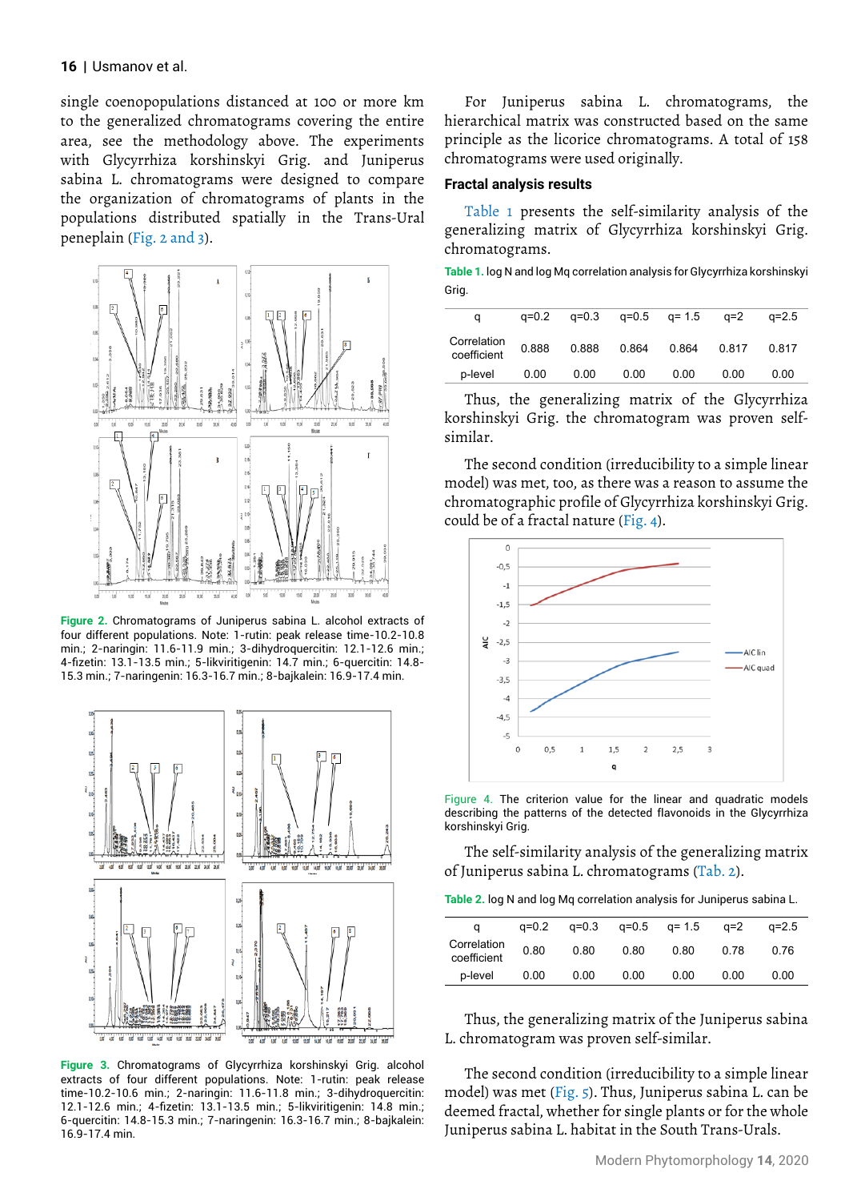single coenopopulations distanced at 100 or more km to the generalized chromatograms covering the entire area, see the methodology above. The experiments with Glycyrrhiza korshinskyi Grig. and Juniperus sabina L. chromatograms were designed to compare the organization of chromatograms of plants in the populations distributed spatially in the Trans-Ural peneplain (Fig. 2 and 3).

Figure 2. Chromatograms of Juniperus sabina L. alcohol extracts of four different populations. Note: 1-rutin: peak release time-10.2-10.8 min.; 2-naringin: 11.6-11.9 min.; 3-dihydroquercitin: 12.1-12.6 min.; 4-fizetin: 13.1-13.5 min.; 5-likviritigenin: 14.7 min.; 6-quercitin: 14.8-15.3 min.; 7-naringenin: 16.3-16.7 min.; 8-bajkalein: 16.9-17.4 min.

Figure 3. Chromatograms of Glycyrrhiza korshinskyi Grig. alcohol extracts of four different populations. Note: 1-rutin: peak release time-10.2-10.6 min.; 2-naringin: 11.6-11.8 min.; 3-dihydroquercitin: 12.1-12.6 min.; 4-fizetin: 13.1-13.5 min.; 5-likviritigenin: 14.8 min.; 6-quercitin: 14.8-15.3 min.; 7-naringenin: 16.3-16.7 min.; 8-bajkalein: 16.9-17.4 min.

For Juniperus sabina L. chromatograms, the hierarchical matrix was constructed based on the same principle as the licorice chromatograms. A total of 158 chromatograms were used originally.

### Fractal analysis results

Table 1 presents the self-similarity analysis of the generalizing matrix of Glycyrrhiza korshinskyi Grig. chromatograms.

Table 1. log N and log Mq correlation analysis for Glycyrrhiza korshinskyi Grig.

| q | q=0.2 | q=0.3 | q=0.5 | q= 1.5 | q=2 | q=2.5 |
|---|---|---|---|---|---|---|
| Correlation coefficient | 0.888 | 0.888 | 0.864 | 0.864 | 0.817 | 0.817 |
| p-level | 0.00 | 0.00 | 0.00 | 0.00 | 0.00 | 0.00 |

Thus, the generalizing matrix of the Glycyrrhiza korshinskyi Grig. the chromatogram was proven self-similar.

The second condition (irreducibility to a simple linear model) was met, too, as there was a reason to assume the chromatographic profile of Glycyrrhiza korshinskyi Grig. could be of a fractal nature (Fig. 4).

Figure 4. The criterion value for the linear and quadratic models describing the patterns of the detected flavonoids in the Glycyrrhiza korshinskyi Grig.

The self-similarity analysis of the generalizing matrix of Juniperus sabina L. chromatograms (Tab. 2).

Table 2. log N and log Mq correlation analysis for Juniperus sabina L.

| q | q=0.2 | q=0.3 | q=0.5 | q= 1.5 | q=2 | q=2.5 |
|---|---|---|---|---|---|---|
| Correlation coefficient | 0.80 | 0.80 | 0.80 | 0.80 | 0.78 | 0.76 |
| p-level | 0.00 | 0.00 | 0.00 | 0.00 | 0.00 | 0.00 |

Thus, the generalizing matrix of the Juniperus sabina L. chromatogram was proven self-similar.

The second condition (irreducibility to a simple linear model) was met (Fig. 5). Thus, Juniperus sabina L. can be deemed fractal, whether for single plants or for the whole Juniperus sabina L. habitat in the South Trans-Urals.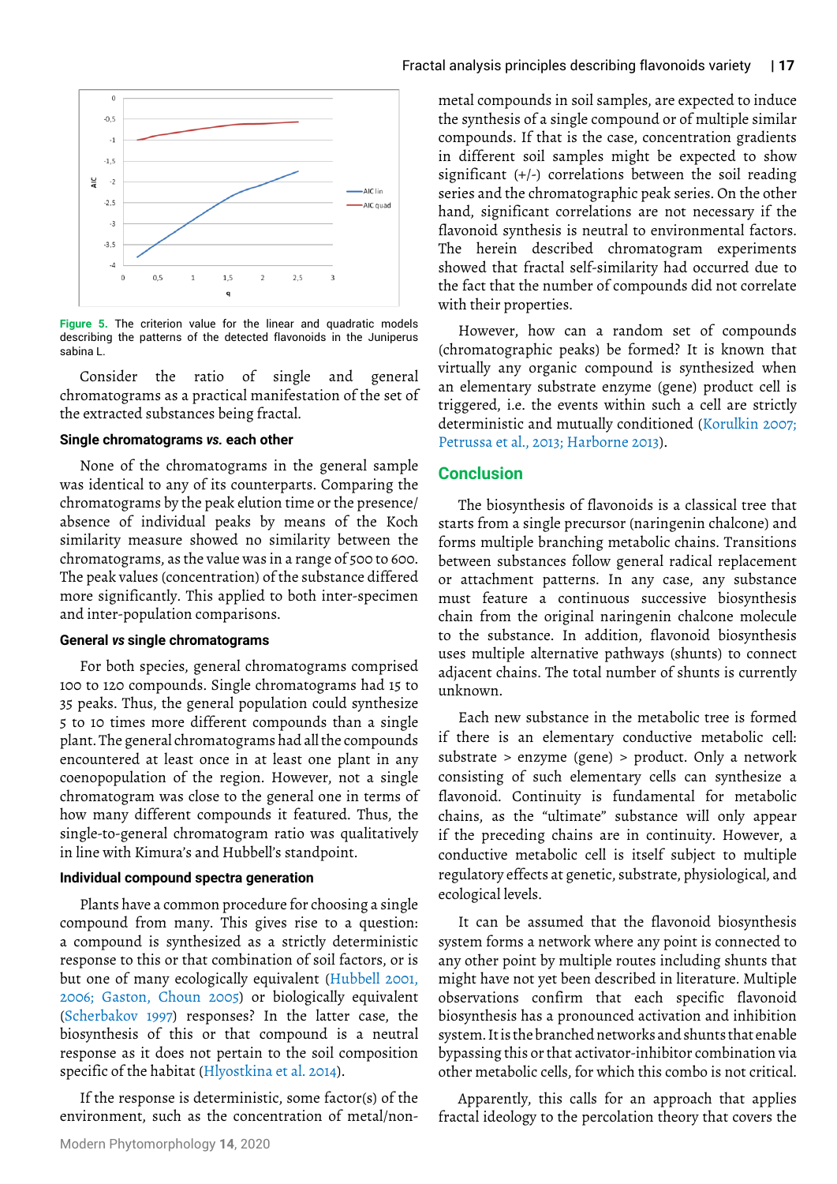**Figure 5.** The criterion value for the linear and quadratic models describing the patterns of the detected flavonoids in the Juniperus sabina L.

Consider the ratio of single and general chromatograms as a practical manifestation of the set of the extracted substances being fractal.

### Single chromatograms *vs.* each other

None of the chromatograms in the general sample was identical to any of its counterparts. Comparing the chromatograms by the peak elution time or the presence/absence of individual peaks by means of the Koch similarity measure showed no similarity between the chromatograms, as the value was in a range of 500 to 600. The peak values (concentration) of the substance differed more significantly. This applied to both inter-specimen and inter-population comparisons.

### General *vs* single chromatograms

For both species, general chromatograms comprised 100 to 120 compounds. Single chromatograms had 15 to 35 peaks. Thus, the general population could synthesize 5 to 10 times more different compounds than a single plant. The general chromatograms had all the compounds encountered at least once in at least one plant in any coenopopulation of the region. However, not a single chromatogram was close to the general one in terms of how many different compounds it featured. Thus, the single-to-general chromatogram ratio was qualitatively in line with Kimura's and Hubbell's standpoint.

### Individual compound spectra generation

Plants have a common procedure for choosing a single compound from many. This gives rise to a question: a compound is synthesized as a strictly deterministic response to this or that combination of soil factors, or is but one of many ecologically equivalent (Hubbell 2001, 2006; Gaston, Choun 2005) or biologically equivalent (Scherbakov 1997) responses? In the latter case, the biosynthesis of this or that compound is a neutral response as it does not pertain to the soil composition specific of the habitat (Hlyostkina et al. 2014).

If the response is deterministic, some factor(s) of the environment, such as the concentration of metal/non-metal compounds in soil samples, are expected to induce the synthesis of a single compound or of multiple similar compounds. If that is the case, concentration gradients in different soil samples might be expected to show significant (+/-) correlations between the soil reading series and the chromatographic peak series. On the other hand, significant correlations are not necessary if the flavonoid synthesis is neutral to environmental factors. The herein described chromatogram experiments showed that fractal self-similarity had occurred due to the fact that the number of compounds did not correlate with their properties.

However, how can a random set of compounds (chromatographic peaks) be formed? It is known that virtually any organic compound is synthesized when an elementary substrate enzyme (gene) product cell is triggered, i.e. the events within such a cell are strictly deterministic and mutually conditioned (Korulkin 2007; Petrussa et al., 2013; Harborne 2013).

## Conclusion

The biosynthesis of flavonoids is a classical tree that starts from a single precursor (naringenin chalcone) and forms multiple branching metabolic chains. Transitions between substances follow general radical replacement or attachment patterns. In any case, any substance must feature a continuous successive biosynthesis chain from the original naringenin chalcone molecule to the substance. In addition, flavonoid biosynthesis uses multiple alternative pathways (shunts) to connect adjacent chains. The total number of shunts is currently unknown.

Each new substance in the metabolic tree is formed if there is an elementary conductive metabolic cell: substrate > enzyme (gene) > product. Only a network consisting of such elementary cells can synthesize a flavonoid. Continuity is fundamental for metabolic chains, as the "ultimate" substance will only appear if the preceding chains are in continuity. However, a conductive metabolic cell is itself subject to multiple regulatory effects at genetic, substrate, physiological, and ecological levels.

It can be assumed that the flavonoid biosynthesis system forms a network where any point is connected to any other point by multiple routes including shunts that might have not yet been described in literature. Multiple observations confirm that each specific flavonoid biosynthesis has a pronounced activation and inhibition system. It is the branched networks and shunts that enable bypassing this or that activator-inhibitor combination via other metabolic cells, for which this combo is not critical.

Apparently, this calls for an approach that applies fractal ideology to the percolation theory that covers the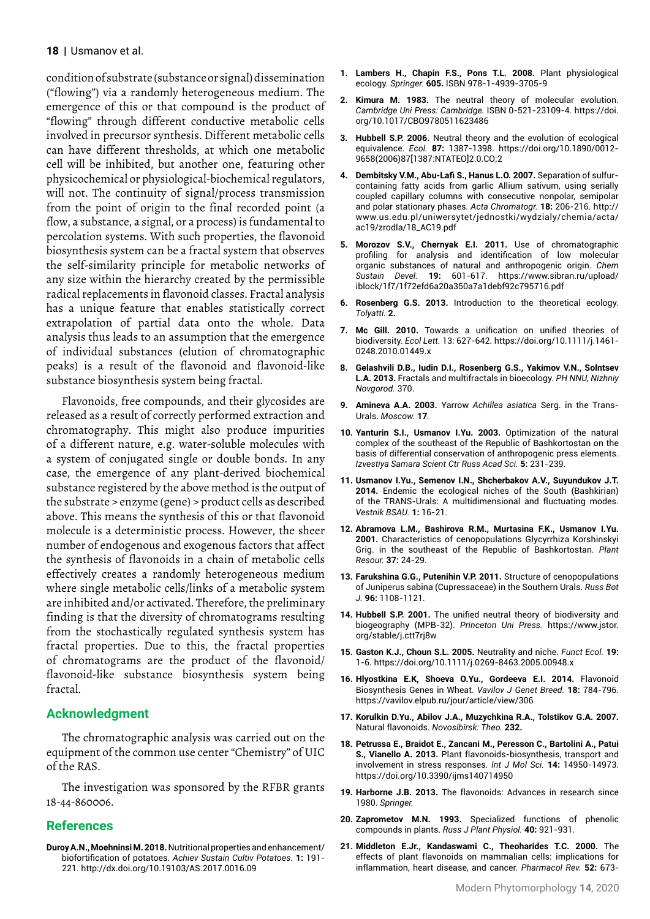condition of substrate (substance or signal) dissemination ("flowing") via a randomly heterogeneous medium. The emergence of this or that compound is the product of "flowing" through different conductive metabolic cells involved in precursor synthesis. Different metabolic cells can have different thresholds, at which one metabolic cell will be inhibited, but another one, featuring other physicochemical or physiological-biochemical regulators, will not. The continuity of signal/process transmission from the point of origin to the final recorded point (a flow, a substance, a signal, or a process) is fundamental to percolation systems. With such properties, the flavonoid biosynthesis system can be a fractal system that observes the self-similarity principle for metabolic networks of any size within the hierarchy created by the permissible radical replacements in flavonoid classes. Fractal analysis has a unique feature that enables statistically correct extrapolation of partial data onto the whole. Data analysis thus leads to an assumption that the emergence of individual substances (elution of chromatographic peaks) is a result of the flavonoid and flavonoid-like substance biosynthesis system being fractal.

Flavonoids, free compounds, and their glycosides are released as a result of correctly performed extraction and chromatography. This might also produce impurities of a different nature, e.g. water-soluble molecules with a system of conjugated single or double bonds. In any case, the emergence of any plant-derived biochemical substance registered by the above method is the output of the substrate > enzyme (gene) > product cells as described above. This means the synthesis of this or that flavonoid molecule is a deterministic process. However, the sheer number of endogenous and exogenous factors that affect the synthesis of flavonoids in a chain of metabolic cells effectively creates a randomly heterogeneous medium where single metabolic cells/links of a metabolic system are inhibited and/or activated. Therefore, the preliminary finding is that the diversity of chromatograms resulting from the stochastically regulated synthesis system has fractal properties. Due to this, the fractal properties of chromatograms are the product of the flavonoid/flavonoid-like substance biosynthesis system being fractal.

## Acknowledgment

The chromatographic analysis was carried out on the equipment of the common use center "Chemistry" of UIC of the RAS.

The investigation was sponsored by the RFBR grants 18-44-860006.

## References

**Duroy A.N., Moehninsi M. 2018.** Nutritional properties and enhancement/biofortification of potatoes. *Achiev Sustain Cultiv Potatoes.* **1:** 191-221. http://dx.doi.org/10.19103/AS.2017.0016.09

1. **Lambers H., Chapin F.S., Pons T.L. 2008.** Plant physiological ecology. *Springer.* **605.** ISBN 978-1-4939-3705-9

2. **Kimura M. 1983.** The neutral theory of molecular evolution. *Cambridge Uni Press: Cambridge.* ISBN 0-521-23109-4. https://doi.org/10.1017/CBO9780511623486

3. **Hubbell S.P. 2006.** Neutral theory and the evolution of ecological equivalence. *Ecol.* **87:** 1387-1398. https://doi.org/10.1890/0012-9658(2006)87[1387:NTATEO]2.0.CO;2

4. **Dembitsky V.M., Abu-Lafi S., Hanus L.O. 2007.** Separation of sulfur-containing fatty acids from garlic Allium sativum, using serially coupled capillary columns with consecutive nonpolar, semipolar and polar stationary phases. *Acta Chromatogr.* **18:** 206-216. http://www.us.edu.pl/uniwersytet/jednostki/wydzialy/chemia/acta/ac19/zrodla/18_AC19.pdf

5. **Morozov S.V., Chernyak E.I. 2011.** Use of chromatographic profiling for analysis and identification of low molecular organic substances of natural and anthropogenic origin. *Chem Sustain Devel.* **19:** 601-617. https://www.sibran.ru/upload/iblock/1f7/1f72efd6a20a350a7a1debf92c795716.pdf

6. **Rosenberg G.S. 2013.** Introduction to the theoretical ecology. *Tolyatti.* **2.**

7. **Mc Gill. 2010.** Towards a unification on unified theories of biodiversity. *Ecol Lett.* 13: 627-642. https://doi.org/10.1111/j.1461-0248.2010.01449.x

8. **Gelashvili D.B., Iudin D.I., Rosenberg G.S., Yakimov V.N., Solntsev L.A. 2013.** Fractals and multifractals in bioecology. *PH NNU, Nizhniy Novgorod.* 370.

9. **Amineva A.A. 2003.** Yarrow *Achillea asiatica* Serg. in the Trans-Urals. *Moscow.* **17**.

10. **Yanturin S.I., Usmanov I.Yu. 2003.** Optimization of the natural complex of the southeast of the Republic of Bashkortostan on the basis of differential conservation of anthropogenic press elements. *Izvestiya Samara Scient Ctr Russ Acad Sci.* **5:** 231-239.

11. **Usmanov I.Yu., Semenov I.N., Shcherbakov A.V., Suyundukov J.T. 2014.** Endemic the ecological niches of the South (Bashkirian) of the TRANS-Urals: A multidimensional and fluctuating modes. *Vestnik BSAU.* **1:** 16-21.

12. **Abramova L.M., Bashirova R.M., Murtasina F.K., Usmanov I.Yu. 2001.** Characteristics of cenopopulations Glycyrrhiza Korshinskyi Grig. in the southeast of the Republic of Bashkortostan. *Plant Resour.* **37:** 24-29.

13. **Farukshina G.G., Putenihin V.P. 2011.** Structure of cenopopulations of Juniperus sabina (Cupressaceae) in the Southern Urals. *Russ Bot J.* **96:** 1108-1121.

14. **Hubbell S.P. 2001.** The unified neutral theory of biodiversity and biogeography (MPB-32). *Princeton Uni Press.* https://www.jstor.org/stable/j.ctt7rj8w

15. **Gaston K.J., Choun S.L. 2005.** Neutrality and niche. *Funct Ecol.* **19:** 1-6. https://doi.org/10.1111/j.0269-8463.2005.00948.x

16. **Hlyostkina E.K, Shoeva O.Yu., Gordeeva E.I. 2014.** Flavonoid Biosynthesis Genes in Wheat. *Vavilov J Genet Breed.* **18:** 784-796. https://vavilov.elpub.ru/jour/article/view/306

17. **Korulkin D.Yu., Abilov J.A., Muzychkina R.A., Tolstikov G.A. 2007.** Natural flavonoids. *Novosibirsk: Theo.* **232.**

18. **Petrussa E., Braidot E., Zancani M., Peresson C., Bartolini A., Patui S., Vianello A. 2013.** Plant flavonoids-biosynthesis, transport and involvement in stress responses. *Int J Mol Sci.* **14:** 14950-14973. https://doi.org/10.3390/ijms140714950

19. **Harborne J.B. 2013.** The flavonoids: Advances in research since 1980. *Springer.*

20. **Zaprometov M.N. 1993.** Specialized functions of phenolic compounds in plants. *Russ J Plant Physiol.* **40:** 921-931.

21. **Middleton E.Jr., Kandaswami C., Theoharides T.C. 2000.** The effects of plant flavonoids on mammalian cells: implications for inflammation, heart disease, and cancer. *Pharmacol Rev.* **52:** 673-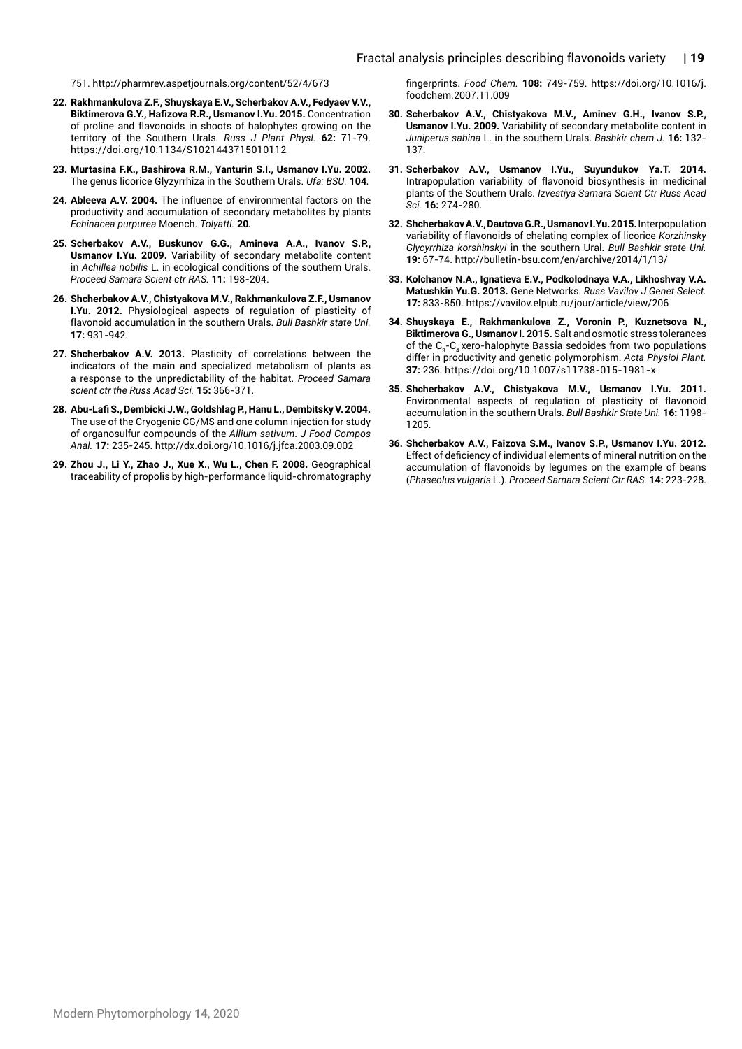751. http://pharmrev.aspetjournals.org/content/52/4/673

**22. Rakhmankulova Z.F., Shuyskaya E.V., Scherbakov A.V., Fedyaev V.V., Biktimerova G.Y., Hafizova R.R., Usmanov I.Yu. 2015.** Concentration of proline and flavonoids in shoots of halophytes growing on the territory of the Southern Urals. *Russ J Plant Physl.* **62:** 71-79. https://doi.org/10.1134/S1021443715010112

**23. Murtasina F.K., Bashirova R.M., Yanturin S.I., Usmanov I.Yu. 2002.** The genus licorice Glyzyrrhiza in the Southern Urals. *Ufa: BSU.* **104**.

**24. Ableeva A.V. 2004.** The influence of environmental factors on the productivity and accumulation of secondary metabolites by plants *Echinacea purpurea* Moench. *Tolyatti.* **20**.

**25. Scherbakov A.V., Buskunov G.G., Amineva A.A., Ivanov S.P., Usmanov I.Yu. 2009.** Variability of secondary metabolite content in *Achillea nobilis* L. in ecological conditions of the southern Urals. *Proceed Samara Scient ctr RAS.* **11:** 198-204.

**26. Shcherbakov A.V., Chistyakova M.V., Rakhmankulova Z.F., Usmanov I.Yu. 2012.** Physiological aspects of regulation of plasticity of flavonoid accumulation in the southern Urals. *Bull Bashkir state Uni.* **17:** 931-942.

**27. Shcherbakov A.V. 2013.** Plasticity of correlations between the indicators of the main and specialized metabolism of plants as a response to the unpredictability of the habitat. *Proceed Samara scient ctr the Russ Acad Sci.* **15:** 366-371.

**28. Abu-Lafi S., Dembicki J.W., Goldshlag P., Hanu L., Dembitsky V. 2004.** The use of the Cryogenic CG/MS and one column injection for study of organosulfur compounds of the *Allium sativum*. *J Food Compos Anal.* **17:** 235-245. http://dx.doi.org/10.1016/j.jfca.2003.09.002

**29. Zhou J., Li Y., Zhao J., Xue X., Wu L., Chen F. 2008.** Geographical traceability of propolis by high-performance liquid-chromatography fingerprints. *Food Chem.* **108:** 749-759. https://doi.org/10.1016/j.foodchem.2007.11.009

**30. Scherbakov A.V., Chistyakova M.V., Aminev G.H., Ivanov S.P., Usmanov I.Yu. 2009.** Variability of secondary metabolite content in *Juniperus sabina* L. in the southern Urals. *Bashkir chem J.* **16:** 132-137.

**31. Scherbakov A.V., Usmanov I.Yu., Suyundukov Ya.T. 2014.** Intrapopulation variability of flavonoid biosynthesis in medicinal plants of the Southern Urals. *Izvestiya Samara Scient Ctr Russ Acad Sci.* **16:** 274-280.

**32. Shcherbakov A.V., Dautova G.R., Usmanov I.Yu. 2015.** Interpopulation variability of flavonoids of chelating complex of licorice *Korzhinsky Glycyrrhiza korshinskyi* in the southern Ural. *Bull Bashkir state Uni.* **19:** 67-74. http://bulletin-bsu.com/en/archive/2014/1/13/

**33. Kolchanov N.A., Ignatieva E.V., Podkolodnaya V.A., Likhoshvay V.A. Matushkin Yu.G. 2013.** Gene Networks. *Russ Vavilov J Genet Select.* **17:** 833-850. https://vavilov.elpub.ru/jour/article/view/206

**34. Shuyskaya E., Rakhmankulova Z., Voronin P., Kuznetsova N., Biktimerova G., Usmanov I. 2015.** Salt and osmotic stress tolerances of the $C_3$-$C_4$ xero-halophyte Bassia sedoides from two populations differ in productivity and genetic polymorphism. *Acta Physiol Plant.* **37:** 236. https://doi.org/10.1007/s11738-015-1981-x

**35. Shcherbakov A.V., Chistyakova M.V., Usmanov I.Yu. 2011.** Environmental aspects of regulation of plasticity of flavonoid accumulation in the southern Urals. *Bull Bashkir State Uni.* **16:** 1198-1205.

**36. Shcherbakov A.V., Faizova S.M., Ivanov S.P., Usmanov I.Yu. 2012.** Effect of deficiency of individual elements of mineral nutrition on the accumulation of flavonoids by legumes on the example of beans (*Phaseolus vulgaris* L.). *Proceed Samara Scient Ctr RAS.* **14:** 223-228.